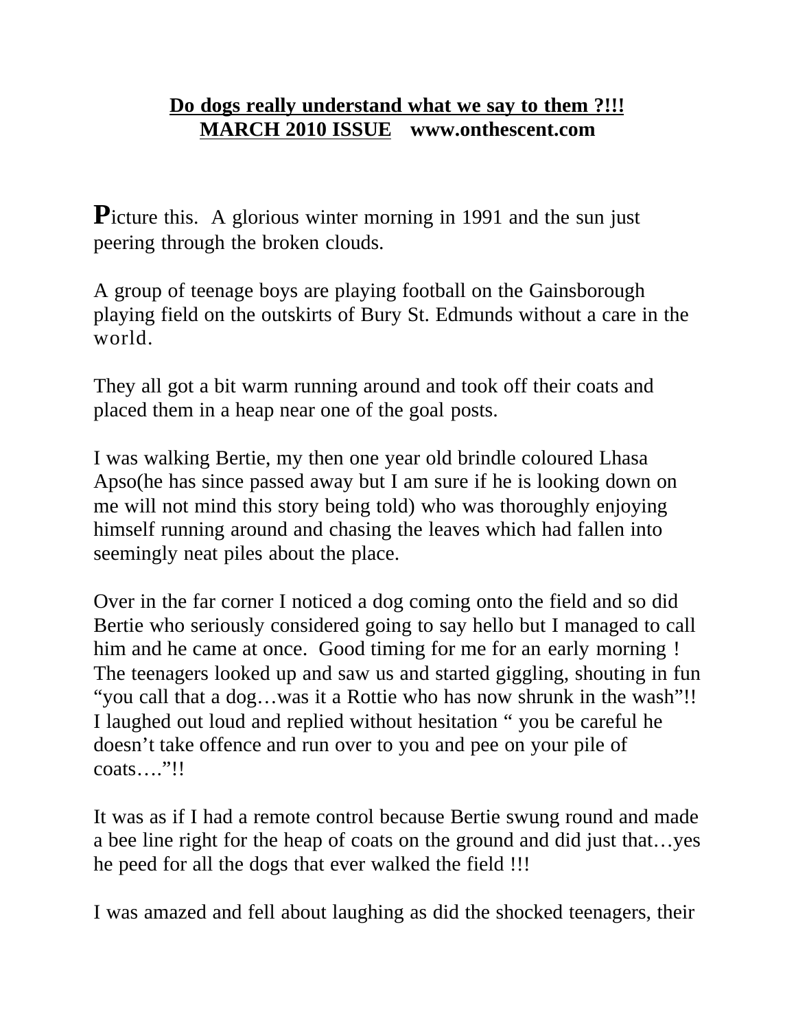**<u>Do dogs really understand what we say to them ?!!!</u>**
**<u>MARCH 2010 ISSUE</u>   www.onthescent.com**

**P**icture this. A glorious winter morning in 1991 and the sun just peering through the broken clouds.

A group of teenage boys are playing football on the Gainsborough playing field on the outskirts of Bury St. Edmunds without a care in the world.

They all got a bit warm running around and took off their coats and placed them in a heap near one of the goal posts.

I was walking Bertie, my then one year old brindle coloured Lhasa Apso(he has since passed away but I am sure if he is looking down on me will not mind this story being told) who was thoroughly enjoying himself running around and chasing the leaves which had fallen into seemingly neat piles about the place.

Over in the far corner I noticed a dog coming onto the field and so did Bertie who seriously considered going to say hello but I managed to call him and he came at once. Good timing for me for an early morning ! The teenagers looked up and saw us and started giggling, shouting in fun "you call that a dog…was it a Rottie who has now shrunk in the wash"!! I laughed out loud and replied without hesitation " you be careful he doesn't take offence and run over to you and pee on your pile of coats…."!!

It was as if I had a remote control because Bertie swung round and made a bee line right for the heap of coats on the ground and did just that…yes he peed for all the dogs that ever walked the field !!!

I was amazed and fell about laughing as did the shocked teenagers, their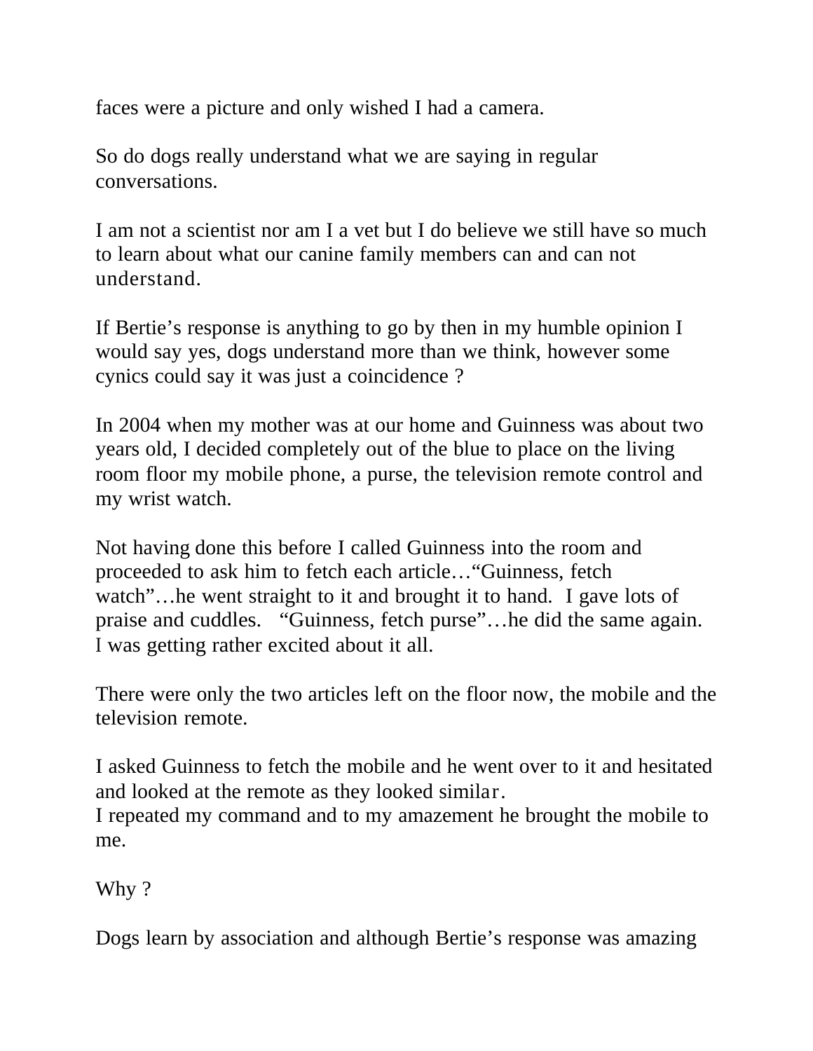faces were a picture and only wished I had a camera.

So do dogs really understand what we are saying in regular conversations.

I am not a scientist nor am I a vet but I do believe we still have so much to learn about what our canine family members can and can not understand.

If Bertie's response is anything to go by then in my humble opinion I would say yes, dogs understand more than we think, however some cynics could say it was just a coincidence ?

In 2004 when my mother was at our home and Guinness was about two years old, I decided completely out of the blue to place on the living room floor my mobile phone, a purse, the television remote control and my wrist watch.

Not having done this before I called Guinness into the room and proceeded to ask him to fetch each article…"Guinness, fetch watch"…he went straight to it and brought it to hand. I gave lots of praise and cuddles. "Guinness, fetch purse"…he did the same again. I was getting rather excited about it all.

There were only the two articles left on the floor now, the mobile and the television remote.

I asked Guinness to fetch the mobile and he went over to it and hesitated and looked at the remote as they looked similar.
I repeated my command and to my amazement he brought the mobile to me.

Why ?

Dogs learn by association and although Bertie's response was amazing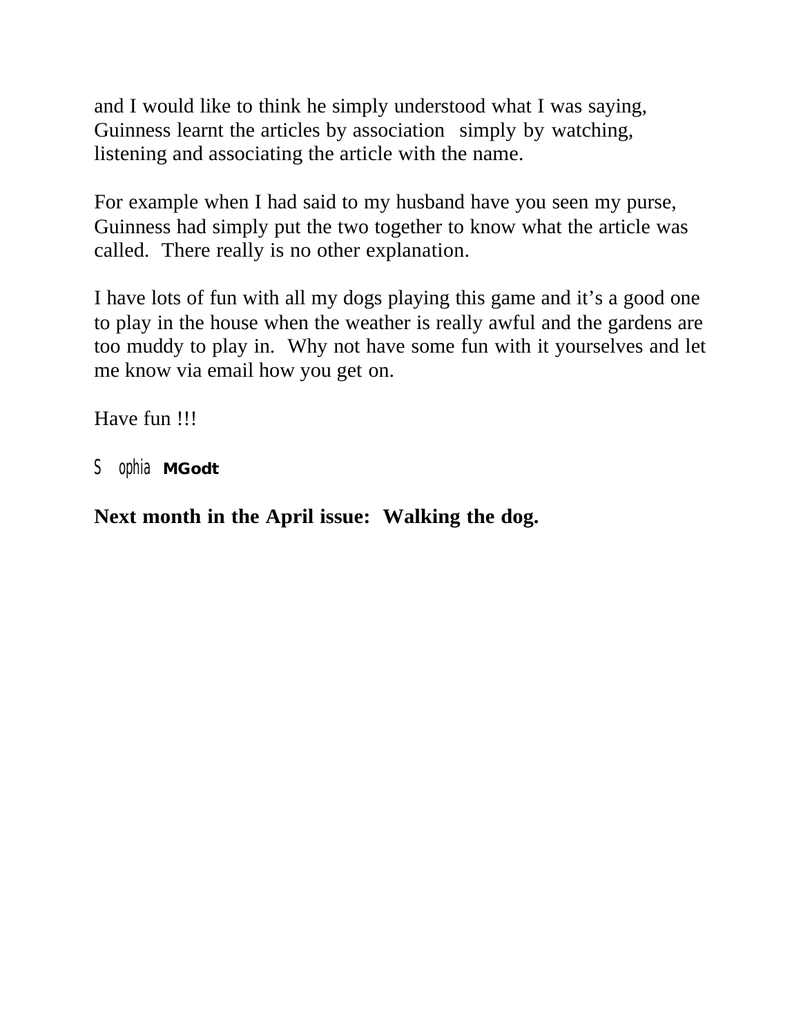and I would like to think he simply understood what I was saying, Guinness learnt the articles by association simply by watching, listening and associating the article with the name.

For example when I had said to my husband have you seen my purse, Guinness had simply put the two together to know what the article was called. There really is no other explanation.

I have lots of fun with all my dogs playing this game and it's a good one to play in the house when the weather is really awful and the gardens are too muddy to play in. Why not have some fun with it yourselves and let me know via email how you get on.

Have fun !!!

S ophia **MGodt**

**Next month in the April issue: Walking the dog.**